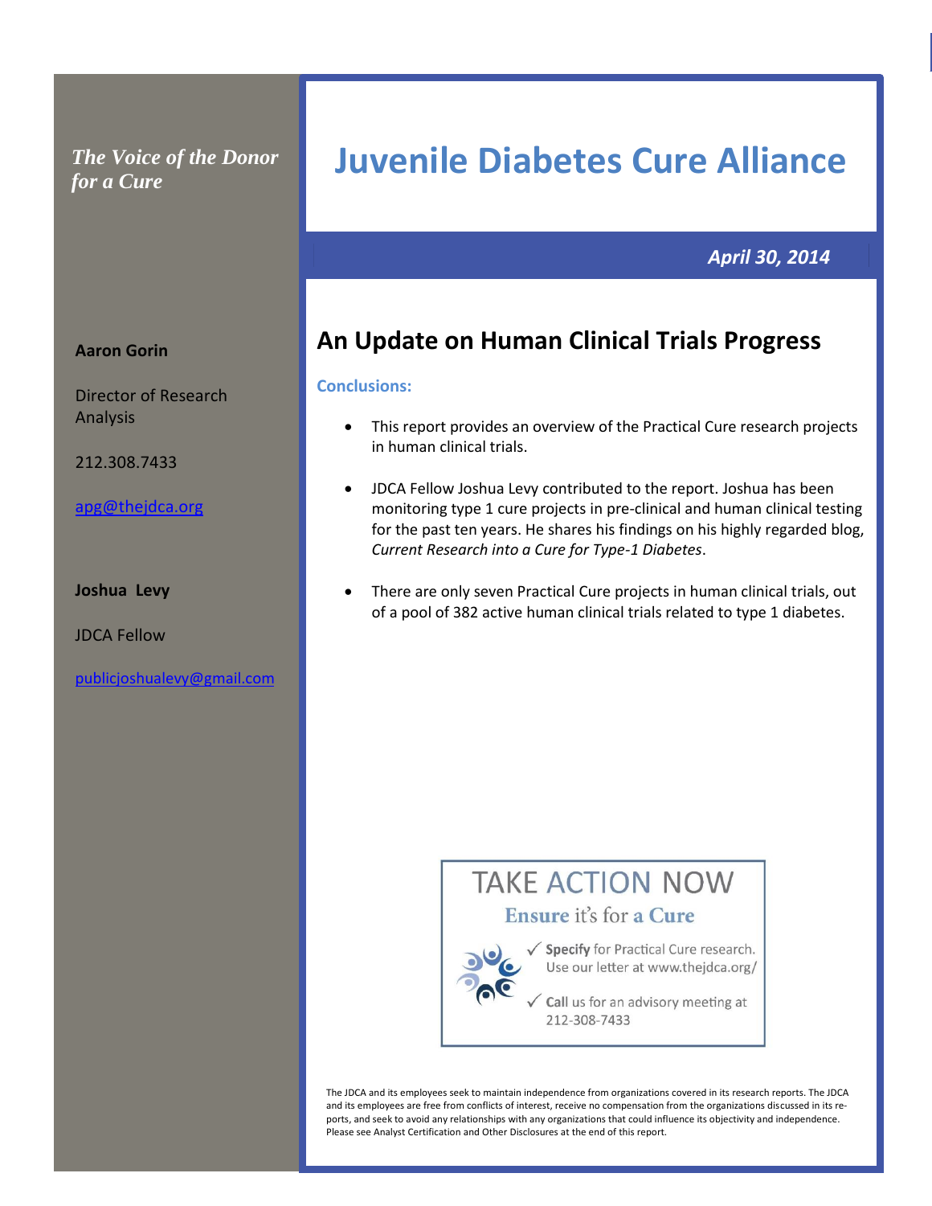*The Voice of the Donor for a Cure*

# Juvenile Diabetes Cure Alliance

***April 30, 2014***

**Aaron Gorin**

Director of Research Analysis

212.308.7433

apg@thejdca.org

**Joshua Levy**

JDCA Fellow

publicjoshualevy@gmail.com

## An Update on Human Clinical Trials Progress

**Conclusions:**

- This report provides an overview of the Practical Cure research projects in human clinical trials.
- JDCA Fellow Joshua Levy contributed to the report. Joshua has been monitoring type 1 cure projects in pre-clinical and human clinical testing for the past ten years. He shares his findings on his highly regarded blog, *Current Research into a Cure for Type-1 Diabetes*.
- There are only seven Practical Cure projects in human clinical trials, out of a pool of 382 active human clinical trials related to type 1 diabetes.

TAKE ACTION NOW

Ensure it's for a Cure

✓ **Specify** for Practical Cure research. Use our letter at www.thejdca.org/

✓ **Call** us for an advisory meeting at 212-308-7433

The JDCA and its employees seek to maintain independence from organizations covered in its research reports. The JDCA and its employees are free from conflicts of interest, receive no compensation from the organizations discussed in its reports, and seek to avoid any relationships with any organizations that could influence its objectivity and independence. Please see Analyst Certification and Other Disclosures at the end of this report.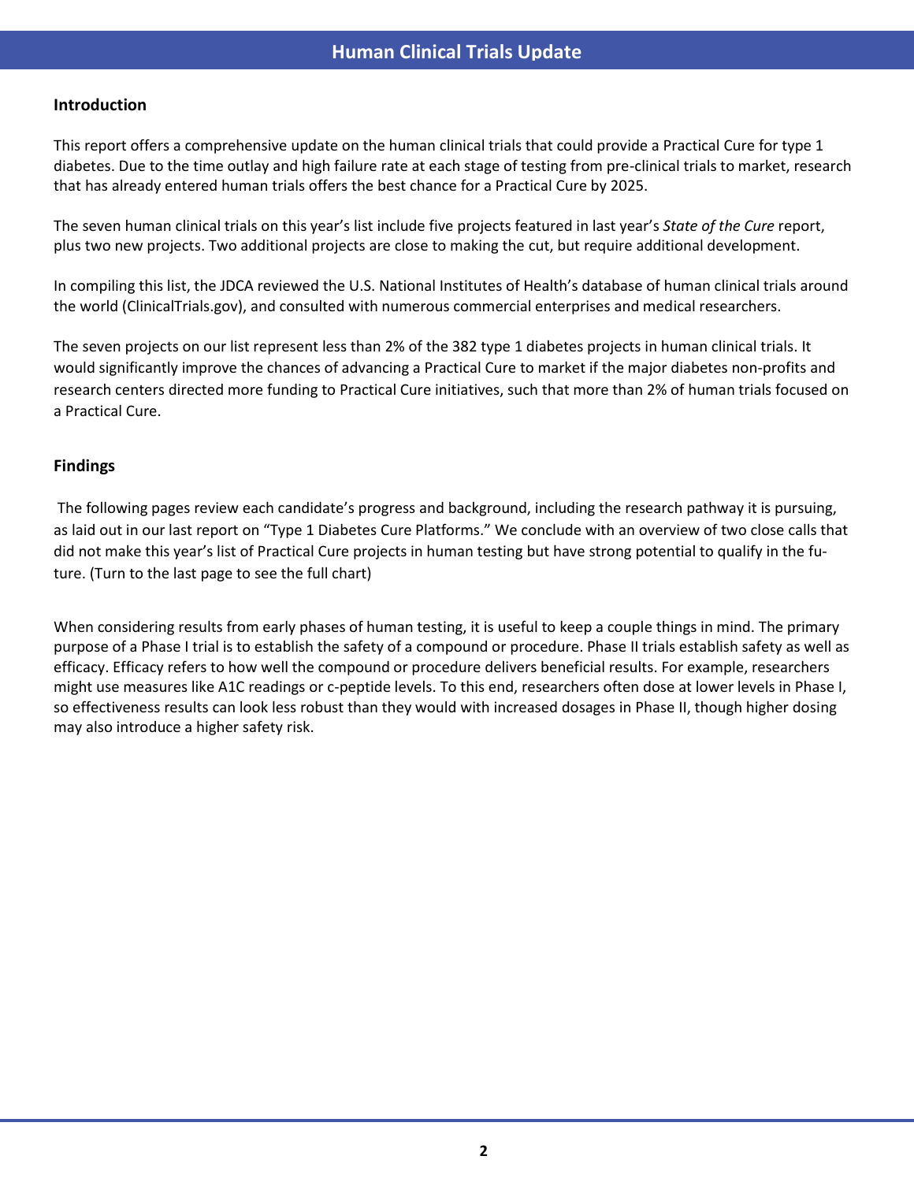# Human Clinical Trials Update

## Introduction

This report offers a comprehensive update on the human clinical trials that could provide a Practical Cure for type 1 diabetes. Due to the time outlay and high failure rate at each stage of testing from pre-clinical trials to market, research that has already entered human trials offers the best chance for a Practical Cure by 2025.

The seven human clinical trials on this year's list include five projects featured in last year's *State of the Cure* report, plus two new projects. Two additional projects are close to making the cut, but require additional development.

In compiling this list, the JDCA reviewed the U.S. National Institutes of Health's database of human clinical trials around the world (ClinicalTrials.gov), and consulted with numerous commercial enterprises and medical researchers.

The seven projects on our list represent less than 2% of the 382 type 1 diabetes projects in human clinical trials. It would significantly improve the chances of advancing a Practical Cure to market if the major diabetes non-profits and research centers directed more funding to Practical Cure initiatives, such that more than 2% of human trials focused on a Practical Cure.

## Findings

The following pages review each candidate's progress and background, including the research pathway it is pursuing, as laid out in our last report on "Type 1 Diabetes Cure Platforms." We conclude with an overview of two close calls that did not make this year's list of Practical Cure projects in human testing but have strong potential to qualify in the future. (Turn to the last page to see the full chart)

When considering results from early phases of human testing, it is useful to keep a couple things in mind. The primary purpose of a Phase I trial is to establish the safety of a compound or procedure. Phase II trials establish safety as well as efficacy. Efficacy refers to how well the compound or procedure delivers beneficial results. For example, researchers might use measures like A1C readings or c-peptide levels. To this end, researchers often dose at lower levels in Phase I, so effectiveness results can look less robust than they would with increased dosages in Phase II, though higher dosing may also introduce a higher safety risk.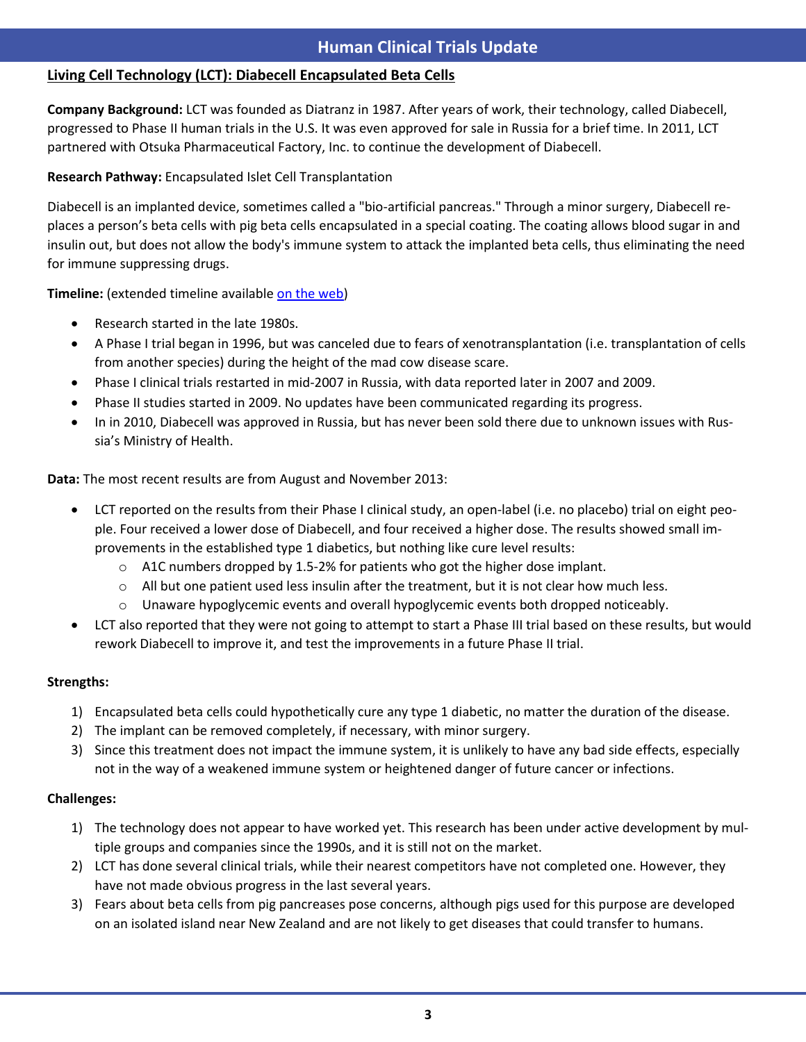## Human Clinical Trials Update

### Living Cell Technology (LCT): Diabecell Encapsulated Beta Cells

**Company Background:** LCT was founded as Diatranz in 1987. After years of work, their technology, called Diabecell, progressed to Phase II human trials in the U.S. It was even approved for sale in Russia for a brief time. In 2011, LCT partnered with Otsuka Pharmaceutical Factory, Inc. to continue the development of Diabecell.

**Research Pathway:** Encapsulated Islet Cell Transplantation

Diabecell is an implanted device, sometimes called a "bio-artificial pancreas." Through a minor surgery, Diabecell replaces a person's beta cells with pig beta cells encapsulated in a special coating. The coating allows blood sugar in and insulin out, but does not allow the body's immune system to attack the implanted beta cells, thus eliminating the need for immune suppressing drugs.

**Timeline:** (extended timeline available on the web)

- Research started in the late 1980s.
- A Phase I trial began in 1996, but was canceled due to fears of xenotransplantation (i.e. transplantation of cells from another species) during the height of the mad cow disease scare.
- Phase I clinical trials restarted in mid-2007 in Russia, with data reported later in 2007 and 2009.
- Phase II studies started in 2009. No updates have been communicated regarding its progress.
- In in 2010, Diabecell was approved in Russia, but has never been sold there due to unknown issues with Russia's Ministry of Health.

**Data:** The most recent results are from August and November 2013:

- LCT reported on the results from their Phase I clinical study, an open-label (i.e. no placebo) trial on eight people. Four received a lower dose of Diabecell, and four received a higher dose. The results showed small improvements in the established type 1 diabetics, but nothing like cure level results:
  - A1C numbers dropped by 1.5-2% for patients who got the higher dose implant.
  - All but one patient used less insulin after the treatment, but it is not clear how much less.
  - Unaware hypoglycemic events and overall hypoglycemic events both dropped noticeably.
- LCT also reported that they were not going to attempt to start a Phase III trial based on these results, but would rework Diabecell to improve it, and test the improvements in a future Phase II trial.

**Strengths:**

1) Encapsulated beta cells could hypothetically cure any type 1 diabetic, no matter the duration of the disease.
2) The implant can be removed completely, if necessary, with minor surgery.
3) Since this treatment does not impact the immune system, it is unlikely to have any bad side effects, especially not in the way of a weakened immune system or heightened danger of future cancer or infections.

**Challenges:**

1) The technology does not appear to have worked yet. This research has been under active development by multiple groups and companies since the 1990s, and it is still not on the market.
2) LCT has done several clinical trials, while their nearest competitors have not completed one. However, they have not made obvious progress in the last several years.
3) Fears about beta cells from pig pancreases pose concerns, although pigs used for this purpose are developed on an isolated island near New Zealand and are not likely to get diseases that could transfer to humans.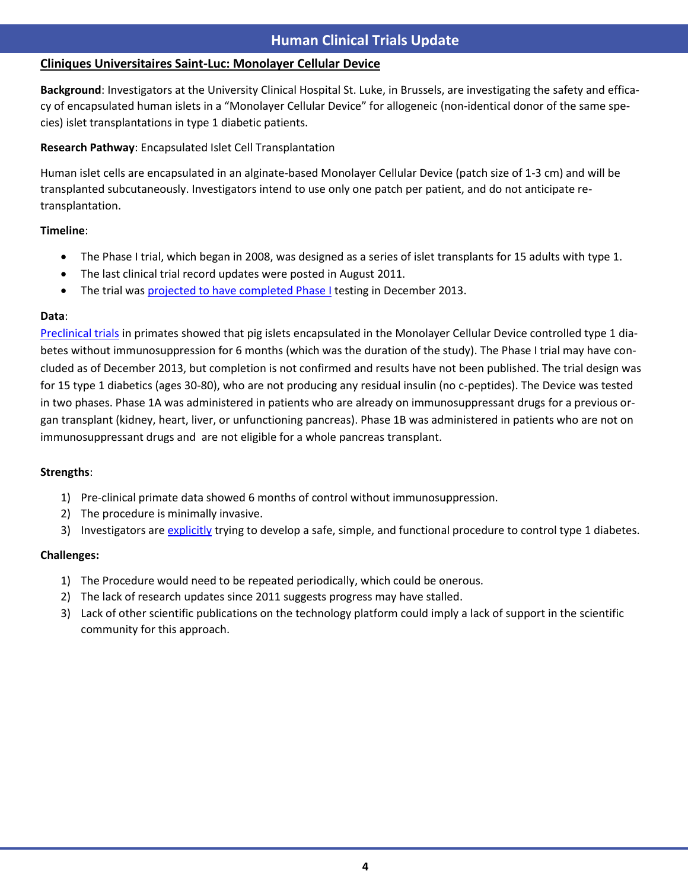# Human Clinical Trials Update

## Cliniques Universitaires Saint-Luc: Monolayer Cellular Device

**Background**: Investigators at the University Clinical Hospital St. Luke, in Brussels, are investigating the safety and efficacy of encapsulated human islets in a "Monolayer Cellular Device" for allogeneic (non-identical donor of the same species) islet transplantations in type 1 diabetic patients.

**Research Pathway**: Encapsulated Islet Cell Transplantation

Human islet cells are encapsulated in an alginate-based Monolayer Cellular Device (patch size of 1-3 cm) and will be transplanted subcutaneously. Investigators intend to use only one patch per patient, and do not anticipate re-transplantation.

**Timeline**:

- The Phase I trial, which began in 2008, was designed as a series of islet transplants for 15 adults with type 1.
- The last clinical trial record updates were posted in August 2011.
- The trial was projected to have completed Phase I testing in December 2013.

**Data**:
Preclinical trials in primates showed that pig islets encapsulated in the Monolayer Cellular Device controlled type 1 diabetes without immunosuppression for 6 months (which was the duration of the study). The Phase I trial may have concluded as of December 2013, but completion is not confirmed and results have not been published. The trial design was for 15 type 1 diabetics (ages 30-80), who are not producing any residual insulin (no c-peptides). The Device was tested in two phases. Phase 1A was administered in patients who are already on immunosuppressant drugs for a previous organ transplant (kidney, heart, liver, or unfunctioning pancreas). Phase 1B was administered in patients who are not on immunosuppressant drugs and are not eligible for a whole pancreas transplant.

**Strengths**:

1) Pre-clinical primate data showed 6 months of control without immunosuppression.
2) The procedure is minimally invasive.
3) Investigators are explicitly trying to develop a safe, simple, and functional procedure to control type 1 diabetes.

**Challenges:**

1) The Procedure would need to be repeated periodically, which could be onerous.
2) The lack of research updates since 2011 suggests progress may have stalled.
3) Lack of other scientific publications on the technology platform could imply a lack of support in the scientific community for this approach.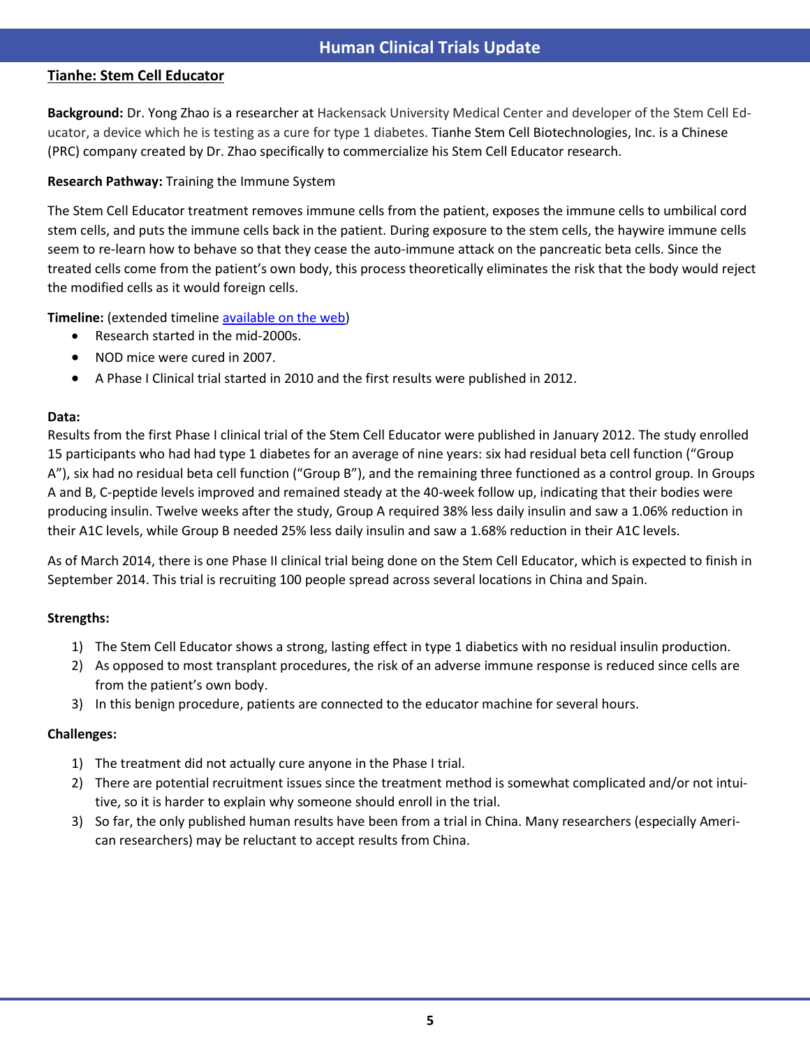## Human Clinical Trials Update

### Tianhe: Stem Cell Educator

**Background:** Dr. Yong Zhao is a researcher at Hackensack University Medical Center and developer of the Stem Cell Educator, a device which he is testing as a cure for type 1 diabetes. Tianhe Stem Cell Biotechnologies, Inc. is a Chinese (PRC) company created by Dr. Zhao specifically to commercialize his Stem Cell Educator research.

**Research Pathway:** Training the Immune System

The Stem Cell Educator treatment removes immune cells from the patient, exposes the immune cells to umbilical cord stem cells, and puts the immune cells back in the patient. During exposure to the stem cells, the haywire immune cells seem to re-learn how to behave so that they cease the auto-immune attack on the pancreatic beta cells. Since the treated cells come from the patient's own body, this process theoretically eliminates the risk that the body would reject the modified cells as it would foreign cells.

**Timeline:** (extended timeline available on the web)

- Research started in the mid-2000s.
- NOD mice were cured in 2007.
- A Phase I Clinical trial started in 2010 and the first results were published in 2012.

**Data:**

Results from the first Phase I clinical trial of the Stem Cell Educator were published in January 2012. The study enrolled 15 participants who had had type 1 diabetes for an average of nine years: six had residual beta cell function ("Group A"), six had no residual beta cell function ("Group B"), and the remaining three functioned as a control group. In Groups A and B, C-peptide levels improved and remained steady at the 40-week follow up, indicating that their bodies were producing insulin. Twelve weeks after the study, Group A required 38% less daily insulin and saw a 1.06% reduction in their A1C levels, while Group B needed 25% less daily insulin and saw a 1.68% reduction in their A1C levels.

As of March 2014, there is one Phase II clinical trial being done on the Stem Cell Educator, which is expected to finish in September 2014. This trial is recruiting 100 people spread across several locations in China and Spain.

**Strengths:**

1) The Stem Cell Educator shows a strong, lasting effect in type 1 diabetics with no residual insulin production.
2) As opposed to most transplant procedures, the risk of an adverse immune response is reduced since cells are from the patient's own body.
3) In this benign procedure, patients are connected to the educator machine for several hours.

**Challenges:**

1) The treatment did not actually cure anyone in the Phase I trial.
2) There are potential recruitment issues since the treatment method is somewhat complicated and/or not intuitive, so it is harder to explain why someone should enroll in the trial.
3) So far, the only published human results have been from a trial in China. Many researchers (especially American researchers) may be reluctant to accept results from China.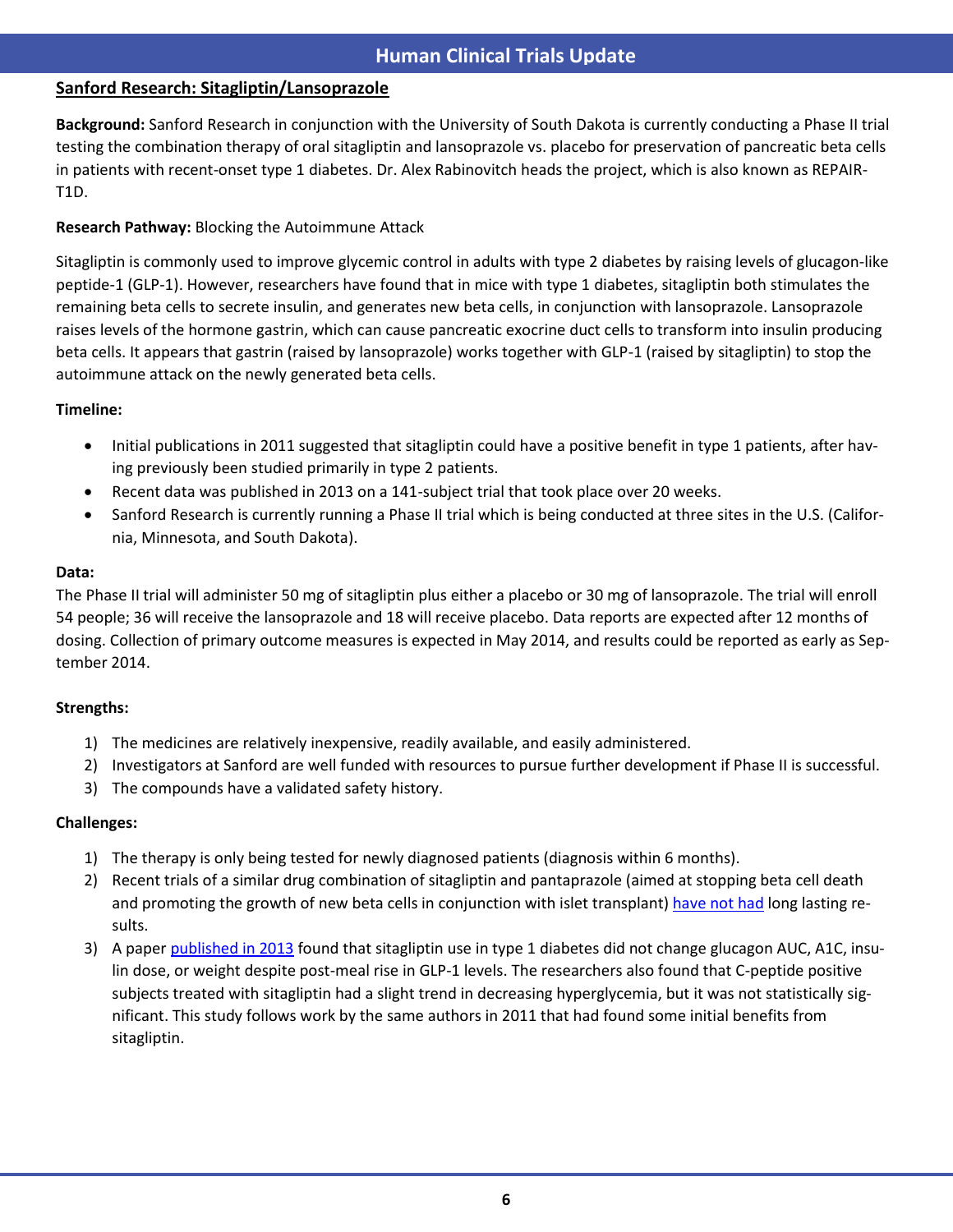# Human Clinical Trials Update

## Sanford Research: Sitagliptin/Lansoprazole

**Background:** Sanford Research in conjunction with the University of South Dakota is currently conducting a Phase II trial testing the combination therapy of oral sitagliptin and lansoprazole vs. placebo for preservation of pancreatic beta cells in patients with recent-onset type 1 diabetes. Dr. Alex Rabinovitch heads the project, which is also known as REPAIR-T1D.

**Research Pathway:** Blocking the Autoimmune Attack

Sitagliptin is commonly used to improve glycemic control in adults with type 2 diabetes by raising levels of glucagon-like peptide-1 (GLP-1). However, researchers have found that in mice with type 1 diabetes, sitagliptin both stimulates the remaining beta cells to secrete insulin, and generates new beta cells, in conjunction with lansoprazole. Lansoprazole raises levels of the hormone gastrin, which can cause pancreatic exocrine duct cells to transform into insulin producing beta cells. It appears that gastrin (raised by lansoprazole) works together with GLP-1 (raised by sitagliptin) to stop the autoimmune attack on the newly generated beta cells.

**Timeline:**

- Initial publications in 2011 suggested that sitagliptin could have a positive benefit in type 1 patients, after having previously been studied primarily in type 2 patients.
- Recent data was published in 2013 on a 141-subject trial that took place over 20 weeks.
- Sanford Research is currently running a Phase II trial which is being conducted at three sites in the U.S. (California, Minnesota, and South Dakota).

**Data:**
The Phase II trial will administer 50 mg of sitagliptin plus either a placebo or 30 mg of lansoprazole. The trial will enroll 54 people; 36 will receive the lansoprazole and 18 will receive placebo. Data reports are expected after 12 months of dosing. Collection of primary outcome measures is expected in May 2014, and results could be reported as early as September 2014.

**Strengths:**

1) The medicines are relatively inexpensive, readily available, and easily administered.
2) Investigators at Sanford are well funded with resources to pursue further development if Phase II is successful.
3) The compounds have a validated safety history.

**Challenges:**

1) The therapy is only being tested for newly diagnosed patients (diagnosis within 6 months).
2) Recent trials of a similar drug combination of sitagliptin and pantaprazole (aimed at stopping beta cell death and promoting the growth of new beta cells in conjunction with islet transplant) have not had long lasting results.
3) A paper published in 2013 found that sitagliptin use in type 1 diabetes did not change glucagon AUC, A1C, insulin dose, or weight despite post-meal rise in GLP-1 levels. The researchers also found that C-peptide positive subjects treated with sitagliptin had a slight trend in decreasing hyperglycemia, but it was not statistically significant. This study follows work by the same authors in 2011 that had found some initial benefits from sitagliptin.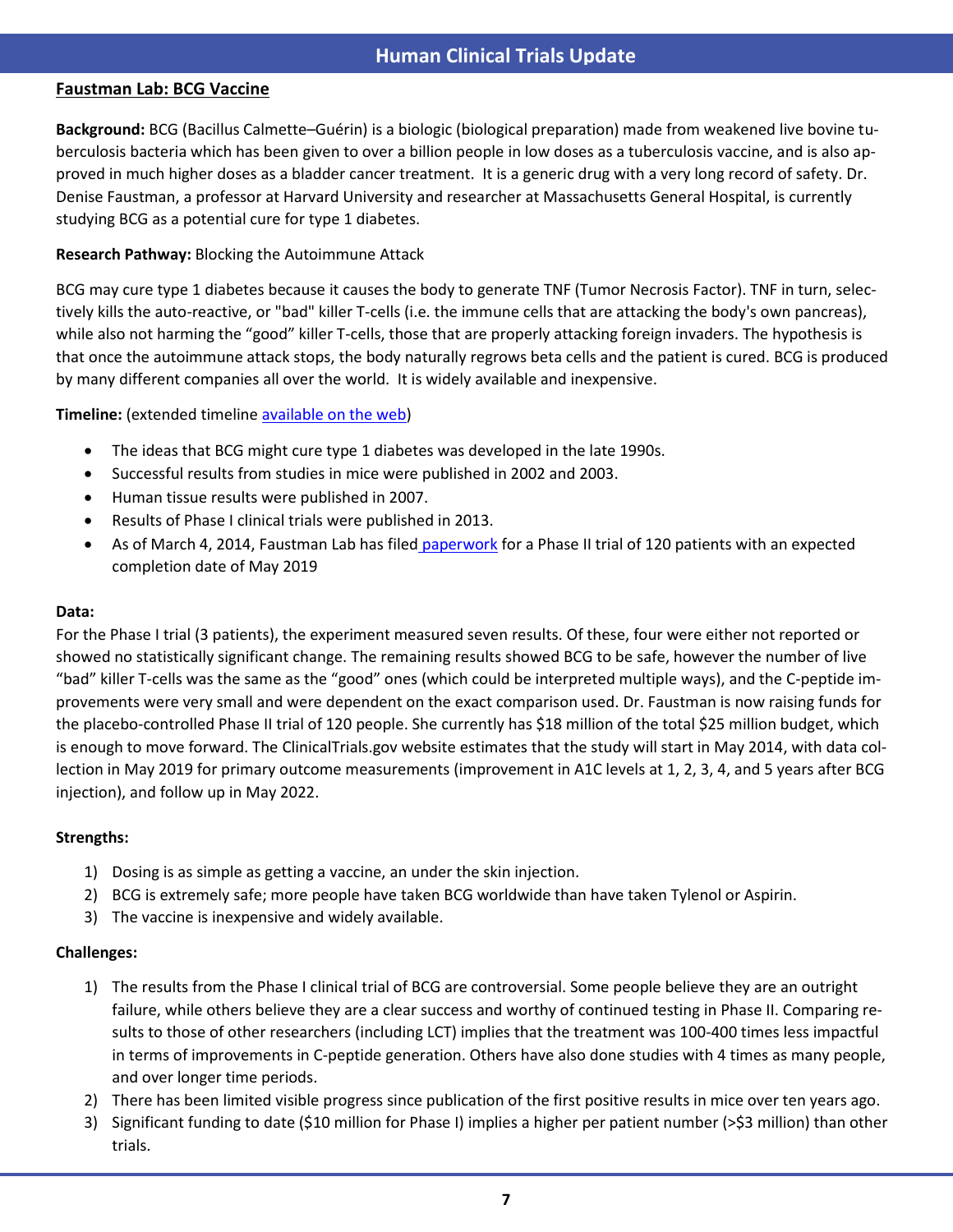## Human Clinical Trials Update

### Faustman Lab: BCG Vaccine

**Background:** BCG (Bacillus Calmette–Guérin) is a biologic (biological preparation) made from weakened live bovine tuberculosis bacteria which has been given to over a billion people in low doses as a tuberculosis vaccine, and is also approved in much higher doses as a bladder cancer treatment. It is a generic drug with a very long record of safety. Dr. Denise Faustman, a professor at Harvard University and researcher at Massachusetts General Hospital, is currently studying BCG as a potential cure for type 1 diabetes.

**Research Pathway:** Blocking the Autoimmune Attack

BCG may cure type 1 diabetes because it causes the body to generate TNF (Tumor Necrosis Factor). TNF in turn, selectively kills the auto-reactive, or "bad" killer T-cells (i.e. the immune cells that are attacking the body's own pancreas), while also not harming the "good" killer T-cells, those that are properly attacking foreign invaders. The hypothesis is that once the autoimmune attack stops, the body naturally regrows beta cells and the patient is cured. BCG is produced by many different companies all over the world. It is widely available and inexpensive.

**Timeline:** (extended timeline available on the web)

- The ideas that BCG might cure type 1 diabetes was developed in the late 1990s.
- Successful results from studies in mice were published in 2002 and 2003.
- Human tissue results were published in 2007.
- Results of Phase I clinical trials were published in 2013.
- As of March 4, 2014, Faustman Lab has filed paperwork for a Phase II trial of 120 patients with an expected completion date of May 2019

**Data:**
For the Phase I trial (3 patients), the experiment measured seven results. Of these, four were either not reported or showed no statistically significant change. The remaining results showed BCG to be safe, however the number of live "bad" killer T-cells was the same as the "good" ones (which could be interpreted multiple ways), and the C-peptide improvements were very small and were dependent on the exact comparison used. Dr. Faustman is now raising funds for the placebo-controlled Phase II trial of 120 people. She currently has $18 million of the total $25 million budget, which is enough to move forward. The ClinicalTrials.gov website estimates that the study will start in May 2014, with data collection in May 2019 for primary outcome measurements (improvement in A1C levels at 1, 2, 3, 4, and 5 years after BCG injection), and follow up in May 2022.

**Strengths:**

1) Dosing is as simple as getting a vaccine, an under the skin injection.
2) BCG is extremely safe; more people have taken BCG worldwide than have taken Tylenol or Aspirin.
3) The vaccine is inexpensive and widely available.

**Challenges:**

1) The results from the Phase I clinical trial of BCG are controversial. Some people believe they are an outright failure, while others believe they are a clear success and worthy of continued testing in Phase II. Comparing results to those of other researchers (including LCT) implies that the treatment was 100-400 times less impactful in terms of improvements in C-peptide generation. Others have also done studies with 4 times as many people, and over longer time periods.
2) There has been limited visible progress since publication of the first positive results in mice over ten years ago.
3) Significant funding to date ($10 million for Phase I) implies a higher per patient number (>$3 million) than other trials.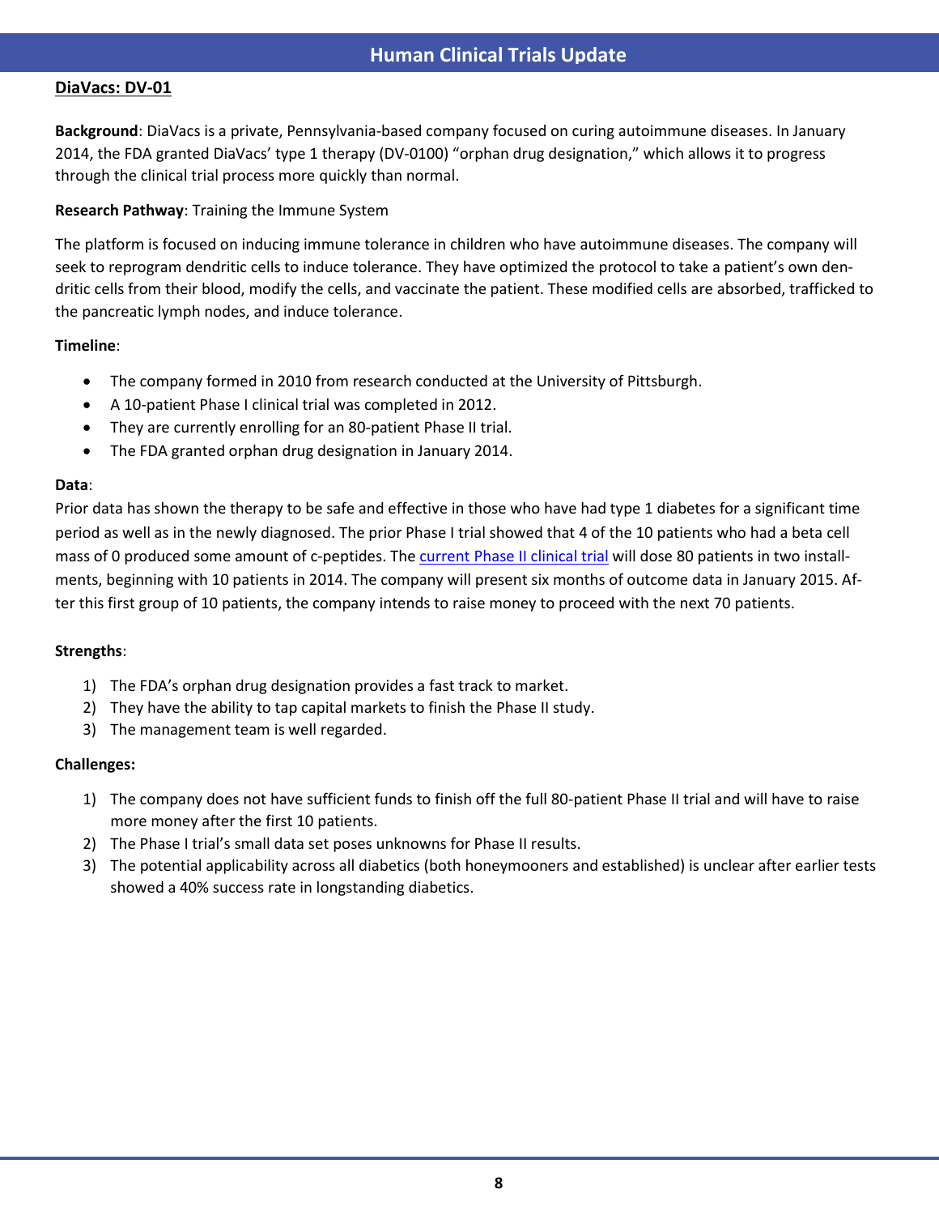## Human Clinical Trials Update

### DiaVacs: DV-01

**Background**: DiaVacs is a private, Pennsylvania-based company focused on curing autoimmune diseases. In January 2014, the FDA granted DiaVacs' type 1 therapy (DV-0100) "orphan drug designation," which allows it to progress through the clinical trial process more quickly than normal.

**Research Pathway**: Training the Immune System

The platform is focused on inducing immune tolerance in children who have autoimmune diseases. The company will seek to reprogram dendritic cells to induce tolerance. They have optimized the protocol to take a patient's own dendritic cells from their blood, modify the cells, and vaccinate the patient. These modified cells are absorbed, trafficked to the pancreatic lymph nodes, and induce tolerance.

**Timeline**:

- The company formed in 2010 from research conducted at the University of Pittsburgh.
- A 10-patient Phase I clinical trial was completed in 2012.
- They are currently enrolling for an 80-patient Phase II trial.
- The FDA granted orphan drug designation in January 2014.

**Data**:
Prior data has shown the therapy to be safe and effective in those who have had type 1 diabetes for a significant time period as well as in the newly diagnosed. The prior Phase I trial showed that 4 of the 10 patients who had a beta cell mass of 0 produced some amount of c-peptides. The current Phase II clinical trial will dose 80 patients in two installments, beginning with 10 patients in 2014. The company will present six months of outcome data in January 2015. After this first group of 10 patients, the company intends to raise money to proceed with the next 70 patients.

**Strengths**:

1) The FDA's orphan drug designation provides a fast track to market.
2) They have the ability to tap capital markets to finish the Phase II study.
3) The management team is well regarded.

**Challenges:**

1) The company does not have sufficient funds to finish off the full 80-patient Phase II trial and will have to raise more money after the first 10 patients.
2) The Phase I trial's small data set poses unknowns for Phase II results.
3) The potential applicability across all diabetics (both honeymooners and established) is unclear after earlier tests showed a 40% success rate in longstanding diabetics.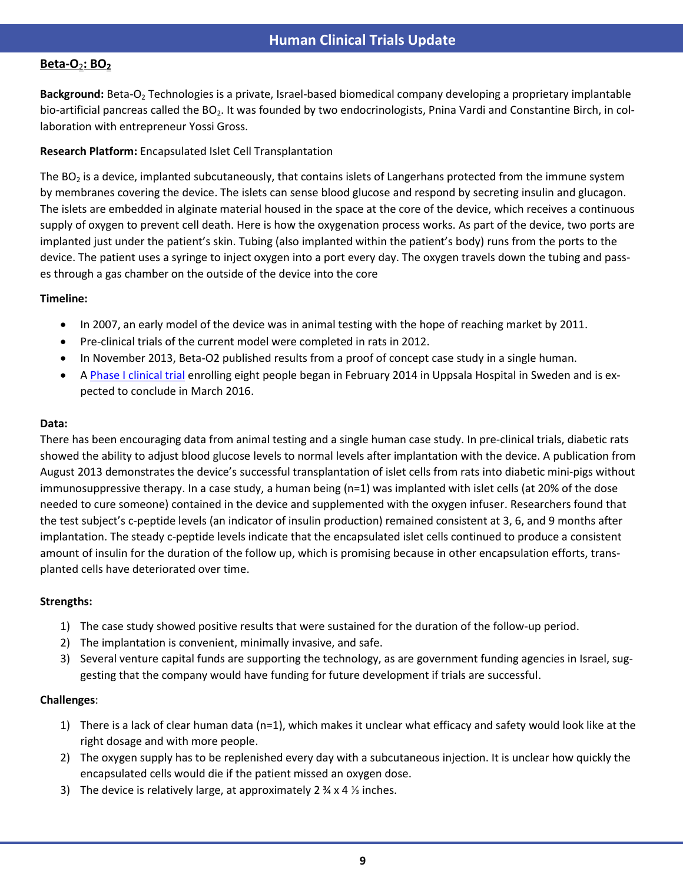## Beta-$O_2$: $BO_2$

**Background:** Beta-$O_2$ Technologies is a private, Israel-based biomedical company developing a proprietary implantable bio-artificial pancreas called the $BO_2$. It was founded by two endocrinologists, Pnina Vardi and Constantine Birch, in collaboration with entrepreneur Yossi Gross.

**Research Platform:** Encapsulated Islet Cell Transplantation

The $BO_2$ is a device, implanted subcutaneously, that contains islets of Langerhans protected from the immune system by membranes covering the device. The islets can sense blood glucose and respond by secreting insulin and glucagon. The islets are embedded in alginate material housed in the space at the core of the device, which receives a continuous supply of oxygen to prevent cell death. Here is how the oxygenation process works. As part of the device, two ports are implanted just under the patient's skin. Tubing (also implanted within the patient's body) runs from the ports to the device. The patient uses a syringe to inject oxygen into a port every day. The oxygen travels down the tubing and passes through a gas chamber on the outside of the device into the core

**Timeline:**

- In 2007, an early model of the device was in animal testing with the hope of reaching market by 2011.
- Pre-clinical trials of the current model were completed in rats in 2012.
- In November 2013, Beta-O2 published results from a proof of concept case study in a single human.
- A Phase I clinical trial enrolling eight people began in February 2014 in Uppsala Hospital in Sweden and is expected to conclude in March 2016.

**Data:**

There has been encouraging data from animal testing and a single human case study. In pre-clinical trials, diabetic rats showed the ability to adjust blood glucose levels to normal levels after implantation with the device. A publication from August 2013 demonstrates the device's successful transplantation of islet cells from rats into diabetic mini-pigs without immunosuppressive therapy. In a case study, a human being (n=1) was implanted with islet cells (at 20% of the dose needed to cure someone) contained in the device and supplemented with the oxygen infuser. Researchers found that the test subject's c-peptide levels (an indicator of insulin production) remained consistent at 3, 6, and 9 months after implantation. The steady c-peptide levels indicate that the encapsulated islet cells continued to produce a consistent amount of insulin for the duration of the follow up, which is promising because in other encapsulation efforts, transplanted cells have deteriorated over time.

**Strengths:**

1) The case study showed positive results that were sustained for the duration of the follow-up period.
2) The implantation is convenient, minimally invasive, and safe.
3) Several venture capital funds are supporting the technology, as are government funding agencies in Israel, suggesting that the company would have funding for future development if trials are successful.

**Challenges**:

1) There is a lack of clear human data (n=1), which makes it unclear what efficacy and safety would look like at the right dosage and with more people.
2) The oxygen supply has to be replenished every day with a subcutaneous injection. It is unclear how quickly the encapsulated cells would die if the patient missed an oxygen dose.
3) The device is relatively large, at approximately 2 ¾ x 4 ⅓ inches.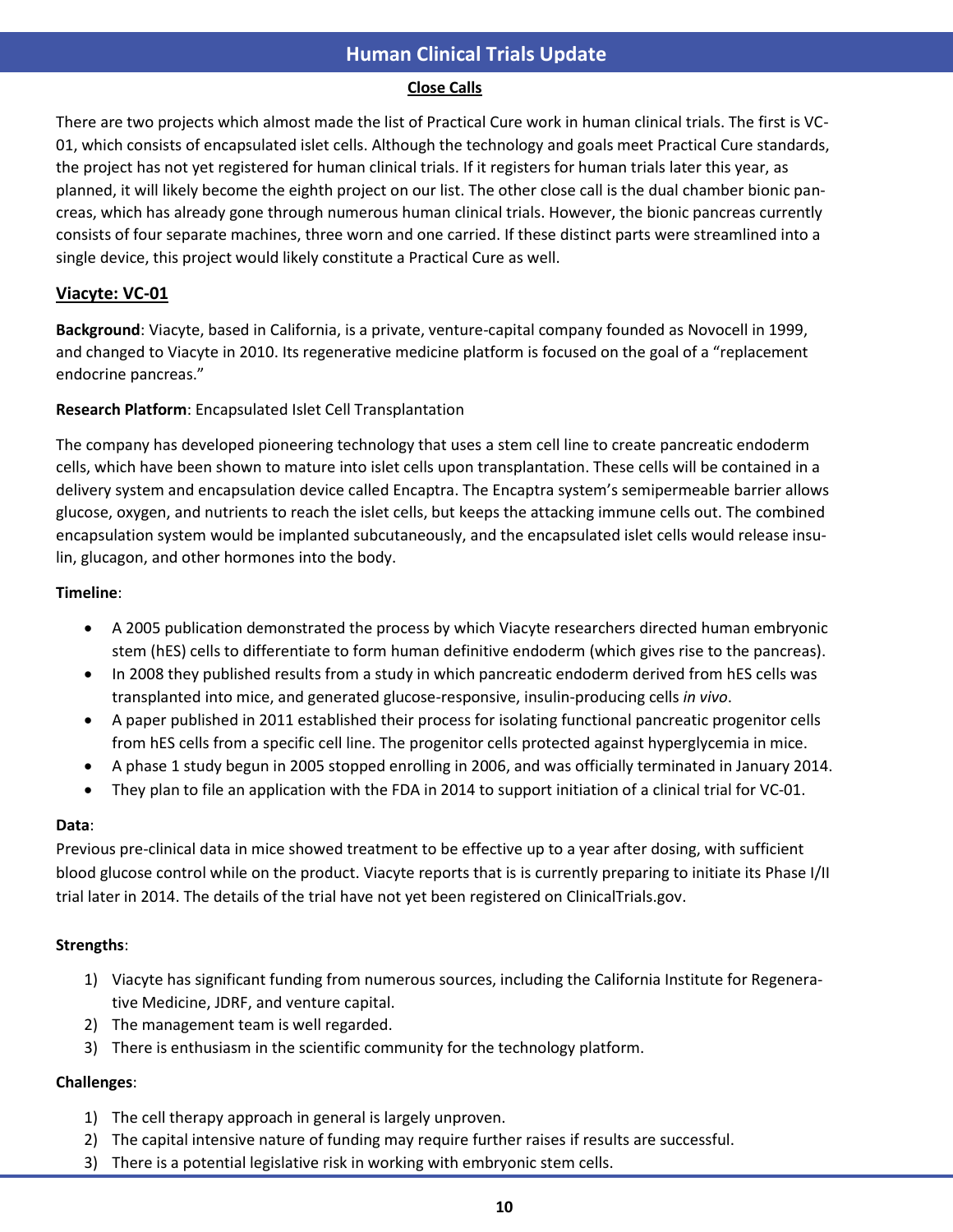# Human Clinical Trials Update

## Close Calls

There are two projects which almost made the list of Practical Cure work in human clinical trials. The first is VC-01, which consists of encapsulated islet cells. Although the technology and goals meet Practical Cure standards, the project has not yet registered for human clinical trials. If it registers for human trials later this year, as planned, it will likely become the eighth project on our list. The other close call is the dual chamber bionic pancreas, which has already gone through numerous human clinical trials. However, the bionic pancreas currently consists of four separate machines, three worn and one carried. If these distinct parts were streamlined into a single device, this project would likely constitute a Practical Cure as well.

## Viacyte: VC-01

**Background**: Viacyte, based in California, is a private, venture-capital company founded as Novocell in 1999, and changed to Viacyte in 2010. Its regenerative medicine platform is focused on the goal of a "replacement endocrine pancreas."

**Research Platform**: Encapsulated Islet Cell Transplantation

The company has developed pioneering technology that uses a stem cell line to create pancreatic endoderm cells, which have been shown to mature into islet cells upon transplantation. These cells will be contained in a delivery system and encapsulation device called Encaptra. The Encaptra system's semipermeable barrier allows glucose, oxygen, and nutrients to reach the islet cells, but keeps the attacking immune cells out. The combined encapsulation system would be implanted subcutaneously, and the encapsulated islet cells would release insulin, glucagon, and other hormones into the body.

**Timeline**:

- A 2005 publication demonstrated the process by which Viacyte researchers directed human embryonic stem (hES) cells to differentiate to form human definitive endoderm (which gives rise to the pancreas).
- In 2008 they published results from a study in which pancreatic endoderm derived from hES cells was transplanted into mice, and generated glucose-responsive, insulin-producing cells *in vivo*.
- A paper published in 2011 established their process for isolating functional pancreatic progenitor cells from hES cells from a specific cell line. The progenitor cells protected against hyperglycemia in mice.
- A phase 1 study begun in 2005 stopped enrolling in 2006, and was officially terminated in January 2014.
- They plan to file an application with the FDA in 2014 to support initiation of a clinical trial for VC-01.

**Data**:
Previous pre-clinical data in mice showed treatment to be effective up to a year after dosing, with sufficient blood glucose control while on the product. Viacyte reports that is is currently preparing to initiate its Phase I/II trial later in 2014. The details of the trial have not yet been registered on ClinicalTrials.gov.

**Strengths**:

1) Viacyte has significant funding from numerous sources, including the California Institute for Regenerative Medicine, JDRF, and venture capital.
2) The management team is well regarded.
3) There is enthusiasm in the scientific community for the technology platform.

**Challenges**:

1) The cell therapy approach in general is largely unproven.
2) The capital intensive nature of funding may require further raises if results are successful.
3) There is a potential legislative risk in working with embryonic stem cells.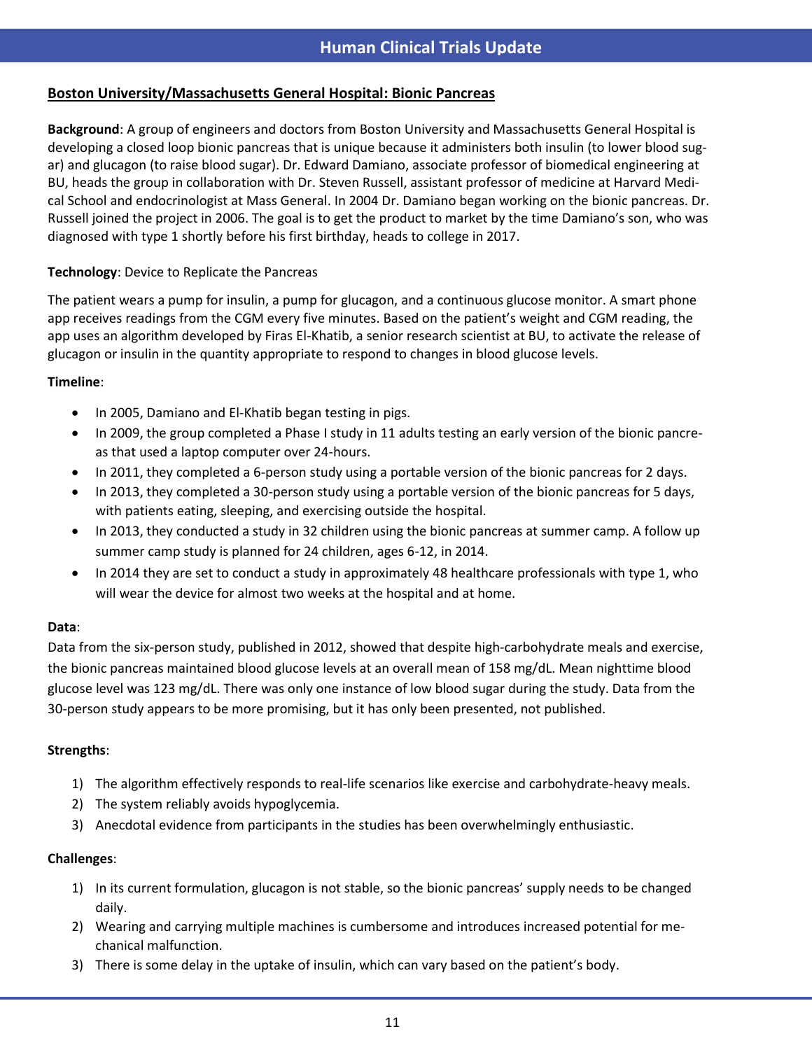# Human Clinical Trials Update

## Boston University/Massachusetts General Hospital: Bionic Pancreas

**Background**: A group of engineers and doctors from Boston University and Massachusetts General Hospital is developing a closed loop bionic pancreas that is unique because it administers both insulin (to lower blood sugar) and glucagon (to raise blood sugar). Dr. Edward Damiano, associate professor of biomedical engineering at BU, heads the group in collaboration with Dr. Steven Russell, assistant professor of medicine at Harvard Medical School and endocrinologist at Mass General. In 2004 Dr. Damiano began working on the bionic pancreas. Dr. Russell joined the project in 2006. The goal is to get the product to market by the time Damiano's son, who was diagnosed with type 1 shortly before his first birthday, heads to college in 2017.

**Technology**: Device to Replicate the Pancreas

The patient wears a pump for insulin, a pump for glucagon, and a continuous glucose monitor. A smart phone app receives readings from the CGM every five minutes. Based on the patient's weight and CGM reading, the app uses an algorithm developed by Firas El-Khatib, a senior research scientist at BU, to activate the release of glucagon or insulin in the quantity appropriate to respond to changes in blood glucose levels.

**Timeline**:

- In 2005, Damiano and El-Khatib began testing in pigs.
- In 2009, the group completed a Phase I study in 11 adults testing an early version of the bionic pancreas that used a laptop computer over 24-hours.
- In 2011, they completed a 6-person study using a portable version of the bionic pancreas for 2 days.
- In 2013, they completed a 30-person study using a portable version of the bionic pancreas for 5 days, with patients eating, sleeping, and exercising outside the hospital.
- In 2013, they conducted a study in 32 children using the bionic pancreas at summer camp. A follow up summer camp study is planned for 24 children, ages 6-12, in 2014.
- In 2014 they are set to conduct a study in approximately 48 healthcare professionals with type 1, who will wear the device for almost two weeks at the hospital and at home.

**Data**:

Data from the six-person study, published in 2012, showed that despite high-carbohydrate meals and exercise, the bionic pancreas maintained blood glucose levels at an overall mean of 158 mg/dL. Mean nighttime blood glucose level was 123 mg/dL. There was only one instance of low blood sugar during the study. Data from the 30-person study appears to be more promising, but it has only been presented, not published.

**Strengths**:

1) The algorithm effectively responds to real-life scenarios like exercise and carbohydrate-heavy meals.
2) The system reliably avoids hypoglycemia.
3) Anecdotal evidence from participants in the studies has been overwhelmingly enthusiastic.

**Challenges**:

1) In its current formulation, glucagon is not stable, so the bionic pancreas' supply needs to be changed daily.
2) Wearing and carrying multiple machines is cumbersome and introduces increased potential for mechanical malfunction.
3) There is some delay in the uptake of insulin, which can vary based on the patient's body.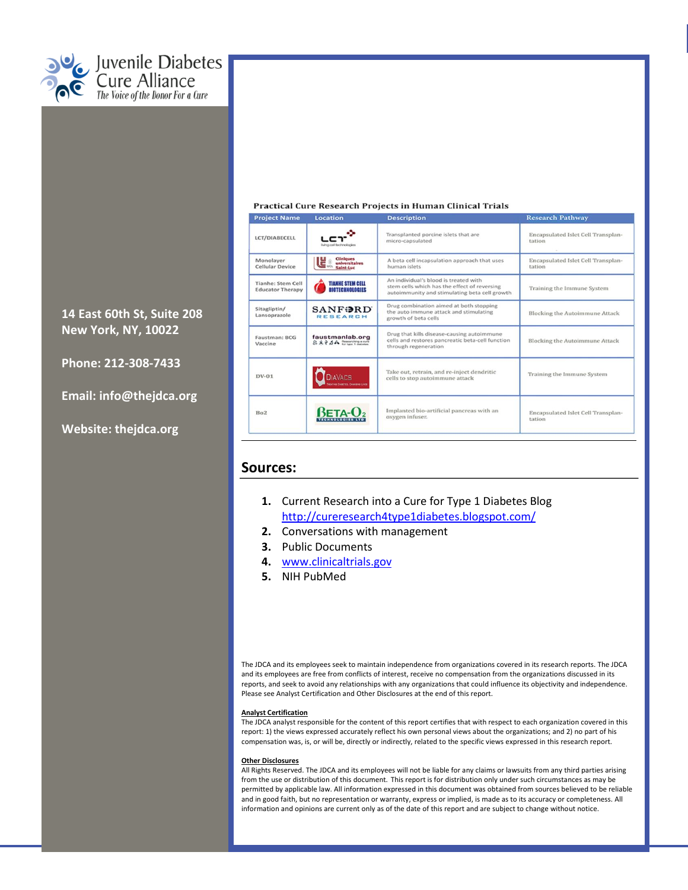Juvenile Diabetes Cure Alliance

*The Voice of the Donor For a Cure*

14 East 60th St, Suite 208
New York, NY, 10022

Phone: 212-308-7433

Email: info@thejdca.org

Website: thejdca.org

**Practical Cure Research Projects in Human Clinical Trials**

| Project Name | Location | Description | Research Pathway |
|---|---|---|---|
| LCT/DIABECELL | LCT living cell technologies | Transplanted porcine islets that are micro-capsulated | Encapsulated Islet Cell Transplantation |
| Monolayer Cellular Device | Cliniques universitaires Saint-Luc | A beta cell incapsulation approach that uses human islets | Encapsulated Islet Cell Transplantation |
| Tianhe: Stem Cell Educator Therapy | Tianhe Stem Cell Biotechnologies | An individual's blood is treated with stem cells which has the effect of reversing autoimmunity and stimulating beta cell growth | Training the Immune System |
| Sitagliptin/ Lansoprazole | Sanford Research | Drug combination aimed at both stopping the auto immune attack and stimulating growth of beta cells | Blocking the Autoimmune Attack |
| Faustman: BCG Vaccine | faustmanlab.org | Drug that kills disease-causing autoimmune cells and restores pancreatic beta-cell function through regeneration | Blocking the Autoimmune Attack |
| DV-01 | DiaVacs | Take out, retrain, and re-inject dendritic cells to stop autoimmune attack | Training the Immune System |
| Bo2 | Beta-O2 Technologies Ltd | Implanted bio-artificial pancreas with an oxygen infuser. | Encapsulated Islet Cell Transplantation |

## Sources:

1. Current Research into a Cure for Type 1 Diabetes Blog
   http://cureresearch4type1diabetes.blogspot.com/
2. Conversations with management
3. Public Documents
4. www.clinicaltrials.gov
5. NIH PubMed

The JDCA and its employees seek to maintain independence from organizations covered in its research reports. The JDCA and its employees are free from conflicts of interest, receive no compensation from the organizations discussed in its reports, and seek to avoid any relationships with any organizations that could influence its objectivity and independence. Please see Analyst Certification and Other Disclosures at the end of this report.

**Analyst Certification**

The JDCA analyst responsible for the content of this report certifies that with respect to each organization covered in this report: 1) the views expressed accurately reflect his own personal views about the organizations; and 2) no part of his compensation was, is, or will be, directly or indirectly, related to the specific views expressed in this research report.

**Other Disclosures**

All Rights Reserved. The JDCA and its employees will not be liable for any claims or lawsuits from any third parties arising from the use or distribution of this document. This report is for distribution only under such circumstances as may be permitted by applicable law. All information expressed in this document was obtained from sources believed to be reliable and in good faith, but no representation or warranty, express or implied, is made as to its accuracy or completeness. All information and opinions are current only as of the date of this report and are subject to change without notice.